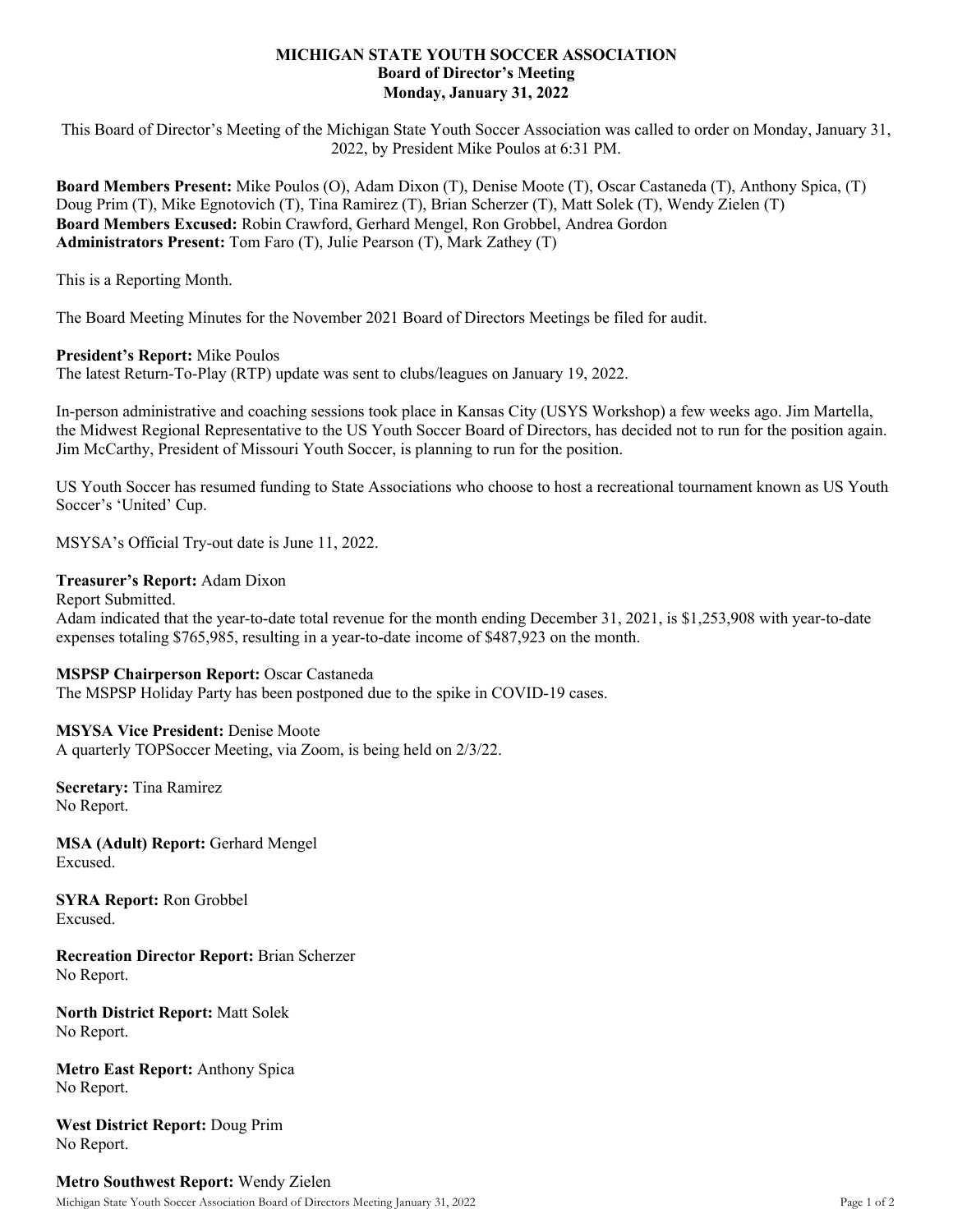**MICHIGAN STATE YOUTH SOCCER ASSOCIATION**
**Board of Director's Meeting**
**Monday, January 31, 2022**

This Board of Director's Meeting of the Michigan State Youth Soccer Association was called to order on Monday, January 31, 2022, by President Mike Poulos at 6:31 PM.

**Board Members Present:** Mike Poulos (O), Adam Dixon (T), Denise Moote (T), Oscar Castaneda (T), Anthony Spica, (T) Doug Prim (T), Mike Egnotovich (T), Tina Ramirez (T), Brian Scherzer (T), Matt Solek (T), Wendy Zielen (T)
**Board Members Excused:** Robin Crawford, Gerhard Mengel, Ron Grobbel, Andrea Gordon
**Administrators Present:** Tom Faro (T), Julie Pearson (T), Mark Zathey (T)

This is a Reporting Month.

The Board Meeting Minutes for the November 2021 Board of Directors Meetings be filed for audit.

**President's Report:** Mike Poulos
The latest Return-To-Play (RTP) update was sent to clubs/leagues on January 19, 2022.

In-person administrative and coaching sessions took place in Kansas City (USYS Workshop) a few weeks ago. Jim Martella, the Midwest Regional Representative to the US Youth Soccer Board of Directors, has decided not to run for the position again. Jim McCarthy, President of Missouri Youth Soccer, is planning to run for the position.

US Youth Soccer has resumed funding to State Associations who choose to host a recreational tournament known as US Youth Soccer's 'United' Cup.

MSYSA's Official Try-out date is June 11, 2022.

**Treasurer's Report:** Adam Dixon
Report Submitted.
Adam indicated that the year-to-date total revenue for the month ending December 31, 2021, is $1,253,908 with year-to-date expenses totaling $765,985, resulting in a year-to-date income of $487,923 on the month.

**MSPSP Chairperson Report:** Oscar Castaneda
The MSPSP Holiday Party has been postponed due to the spike in COVID-19 cases.

**MSYSA Vice President:** Denise Moote
A quarterly TOPSoccer Meeting, via Zoom, is being held on 2/3/22.

**Secretary:** Tina Ramirez
No Report.

**MSA (Adult) Report:** Gerhard Mengel
Excused.

**SYRA Report:** Ron Grobbel
Excused.

**Recreation Director Report:** Brian Scherzer
No Report.

**North District Report:** Matt Solek
No Report.

**Metro East Report:** Anthony Spica
No Report.

**West District Report:** Doug Prim
No Report.

**Metro Southwest Report:** Wendy Zielen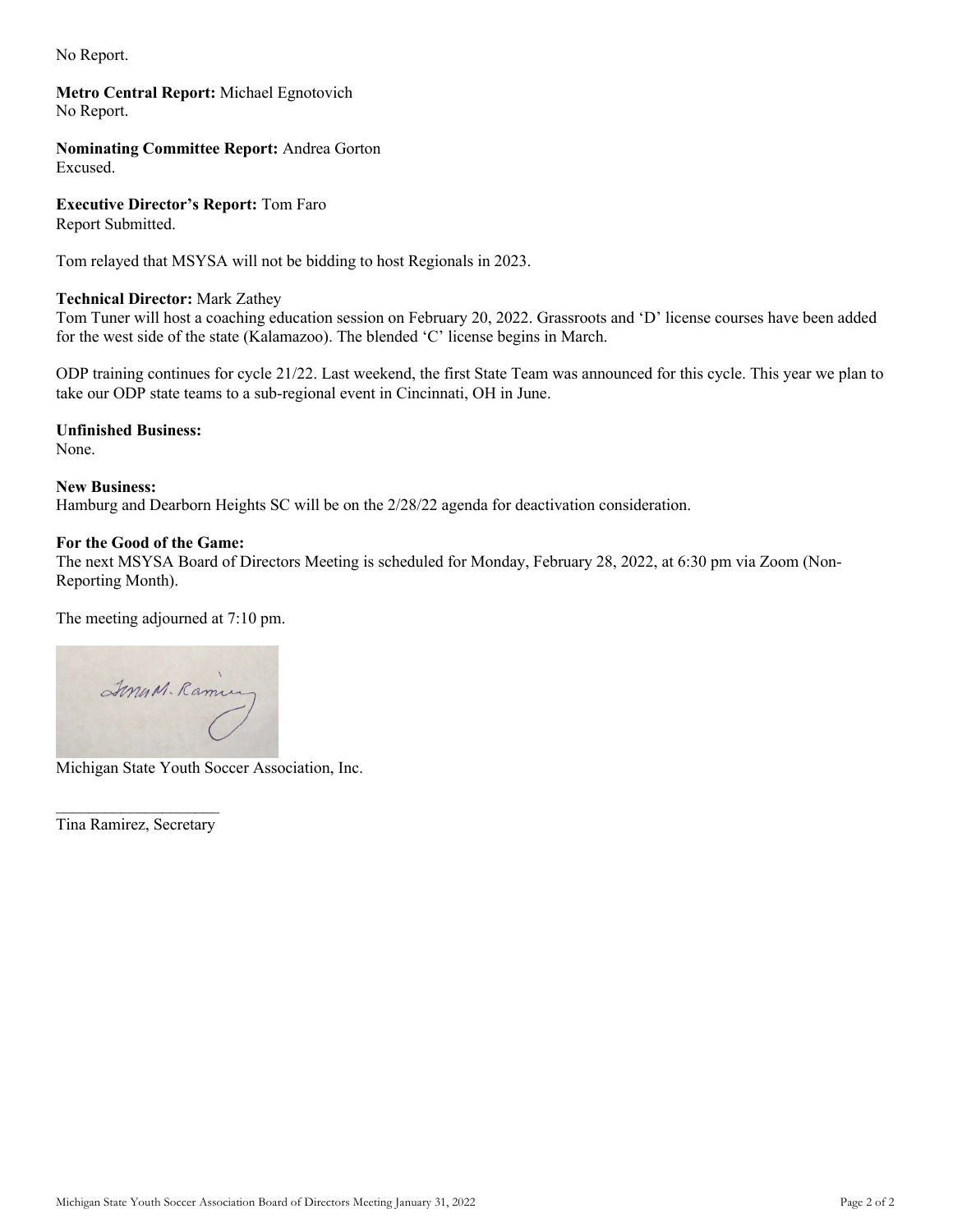No Report.

**Metro Central Report:** Michael Egnotovich
No Report.

**Nominating Committee Report:** Andrea Gorton
Excused.

**Executive Director's Report:** Tom Faro
Report Submitted.

Tom relayed that MSYSA will not be bidding to host Regionals in 2023.

**Technical Director:** Mark Zathey
Tom Tuner will host a coaching education session on February 20, 2022. Grassroots and 'D' license courses have been added for the west side of the state (Kalamazoo). The blended 'C' license begins in March.

ODP training continues for cycle 21/22. Last weekend, the first State Team was announced for this cycle. This year we plan to take our ODP state teams to a sub-regional event in Cincinnati, OH in June.

**Unfinished Business:**
None.

**New Business:**
Hamburg and Dearborn Heights SC will be on the 2/28/22 agenda for deactivation consideration.

**For the Good of the Game:**
The next MSYSA Board of Directors Meeting is scheduled for Monday, February 28, 2022, at 6:30 pm via Zoom (Non-Reporting Month).

The meeting adjourned at 7:10 pm.

Michigan State Youth Soccer Association, Inc.

____________________
Tina Ramirez, Secretary